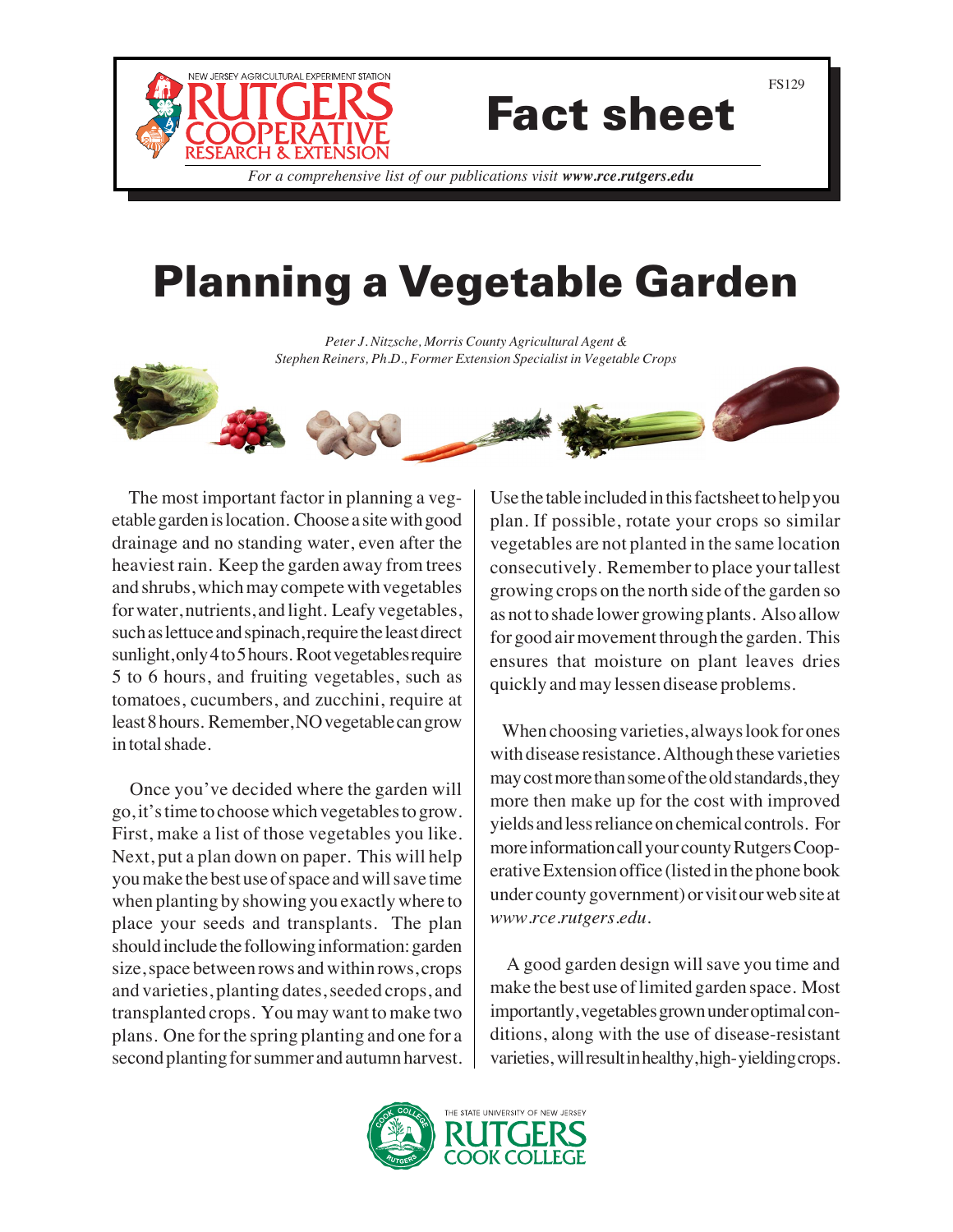NEW JERSEY AGRICULTURAL EXPERIMENT STATION
RUTGERS COOPERATIVE RESEARCH & EXTENSION

# Fact sheet

FS129

*For a comprehensive list of our publications visit* ***www.rce.rutgers.edu***

# Planning a Vegetable Garden

*Peter J. Nitzsche, Morris County Agricultural Agent &*
*Stephen Reiners, Ph.D., Former Extension Specialist in Vegetable Crops*

The most important factor in planning a vegetable garden is location. Choose a site with good drainage and no standing water, even after the heaviest rain. Keep the garden away from trees and shrubs, which may compete with vegetables for water, nutrients, and light. Leafy vegetables, such as lettuce and spinach, require the least direct sunlight, only 4 to 5 hours. Root vegetables require 5 to 6 hours, and fruiting vegetables, such as tomatoes, cucumbers, and zucchini, require at least 8 hours. Remember, NO vegetable can grow in total shade.

Once you've decided where the garden will go, it's time to choose which vegetables to grow. First, make a list of those vegetables you like. Next, put a plan down on paper. This will help you make the best use of space and will save time when planting by showing you exactly where to place your seeds and transplants. The plan should include the following information: garden size, space between rows and within rows, crops and varieties, planting dates, seeded crops, and transplanted crops. You may want to make two plans. One for the spring planting and one for a second planting for summer and autumn harvest. Use the table included in this factsheet to help you plan. If possible, rotate your crops so similar vegetables are not planted in the same location consecutively. Remember to place your tallest growing crops on the north side of the garden so as not to shade lower growing plants. Also allow for good air movement through the garden. This ensures that moisture on plant leaves dries quickly and may lessen disease problems.

When choosing varieties, always look for ones with disease resistance. Although these varieties may cost more than some of the old standards, they more then make up for the cost with improved yields and less reliance on chemical controls. For more information call your county Rutgers Cooperative Extension office (listed in the phone book under county government) or visit our web site at *www.rce.rutgers.edu*.

A good garden design will save you time and make the best use of limited garden space. Most importantly, vegetables grown under optimal conditions, along with the use of disease-resistant varieties, will result in healthy, high-yielding crops.

THE STATE UNIVERSITY OF NEW JERSEY
RUTGERS
COOK COLLEGE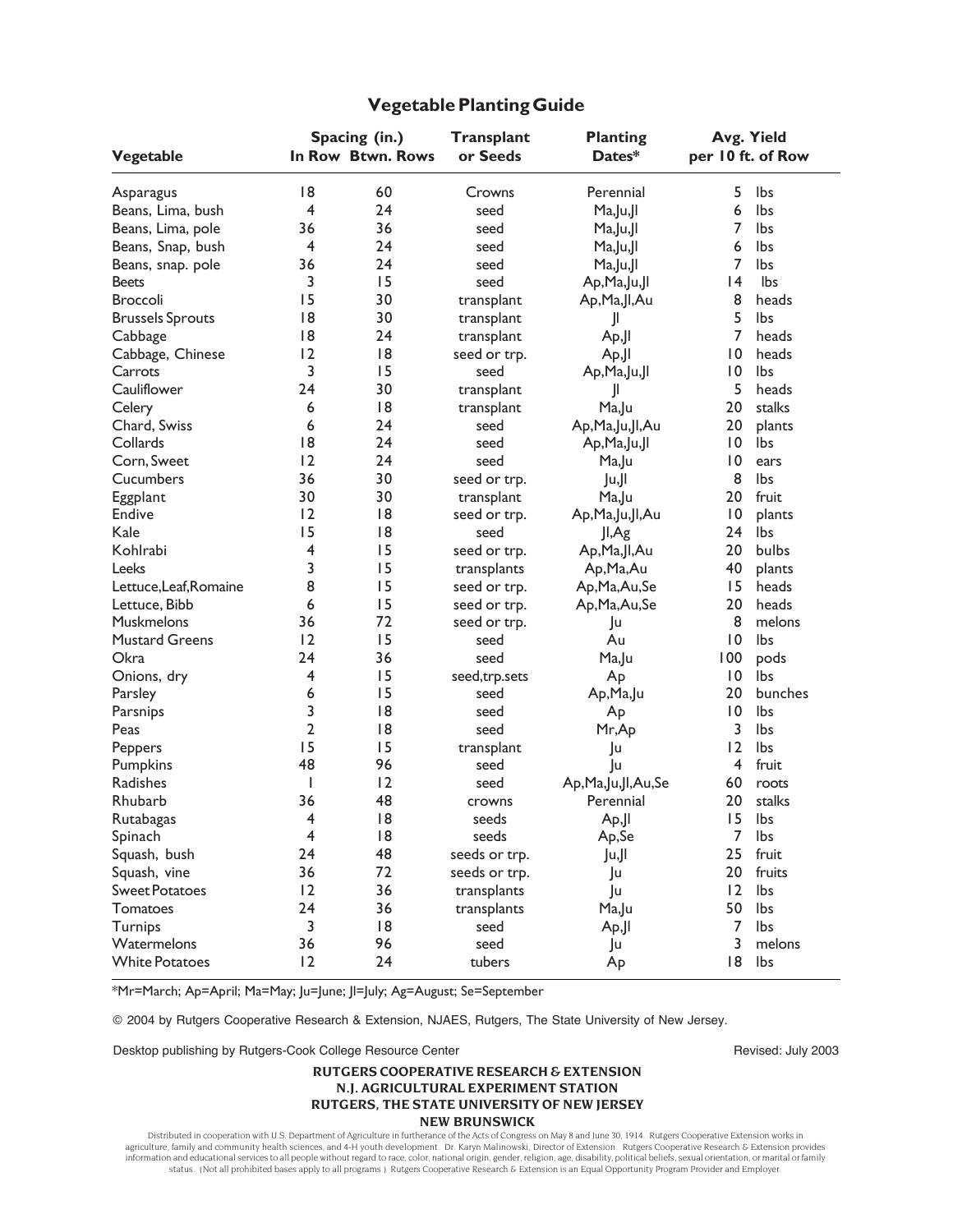## Vegetable Planting Guide

| Vegetable | Spacing (in.) In Row | Btwn. Rows | Transplant or Seeds | Planting Dates* | Avg. Yield per 10 ft. of Row |
|---|---|---|---|---|---|
| Asparagus | 18 | 60 | Crowns | Perennial | 5 lbs |
| Beans, Lima, bush | 4 | 24 | seed | Ma,Ju,Jl | 6 lbs |
| Beans, Lima, pole | 36 | 36 | seed | Ma,Ju,Jl | 7 lbs |
| Beans, Snap, bush | 4 | 24 | seed | Ma,Ju,Jl | 6 lbs |
| Beans, snap. pole | 36 | 24 | seed | Ma,Ju,Jl | 7 lbs |
| Beets | 3 | 15 | seed | Ap,Ma,Ju,Jl | 14 lbs |
| Broccoli | 15 | 30 | transplant | Ap,Ma,Jl,Au | 8 heads |
| Brussels Sprouts | 18 | 30 | transplant | Jl | 5 lbs |
| Cabbage | 18 | 24 | transplant | Ap,Jl | 7 heads |
| Cabbage, Chinese | 12 | 18 | seed or trp. | Ap,Jl | 10 heads |
| Carrots | 3 | 15 | seed | Ap,Ma,Ju,Jl | 10 lbs |
| Cauliflower | 24 | 30 | transplant | Jl | 5 heads |
| Celery | 6 | 18 | transplant | Ma,Ju | 20 stalks |
| Chard, Swiss | 6 | 24 | seed | Ap,Ma,Ju,Jl,Au | 20 plants |
| Collards | 18 | 24 | seed | Ap,Ma,Ju,Jl | 10 lbs |
| Corn, Sweet | 12 | 24 | seed | Ma,Ju | 10 ears |
| Cucumbers | 36 | 30 | seed or trp. | Ju,Jl | 8 lbs |
| Eggplant | 30 | 30 | transplant | Ma,Ju | 20 fruit |
| Endive | 12 | 18 | seed or trp. | Ap,Ma,Ju,Jl,Au | 10 plants |
| Kale | 15 | 18 | seed | Jl,Ag | 24 lbs |
| Kohlrabi | 4 | 15 | seed or trp. | Ap,Ma,Jl,Au | 20 bulbs |
| Leeks | 3 | 15 | transplants | Ap,Ma,Au | 40 plants |
| Lettuce,Leaf,Romaine | 8 | 15 | seed or trp. | Ap,Ma,Au,Se | 15 heads |
| Lettuce, Bibb | 6 | 15 | seed or trp. | Ap,Ma,Au,Se | 20 heads |
| Muskmelons | 36 | 72 | seed or trp. | Ju | 8 melons |
| Mustard Greens | 12 | 15 | seed | Au | 10 lbs |
| Okra | 24 | 36 | seed | Ma,Ju | 100 pods |
| Onions, dry | 4 | 15 | seed,trp.sets | Ap | 10 lbs |
| Parsley | 6 | 15 | seed | Ap,Ma,Ju | 20 bunches |
| Parsnips | 3 | 18 | seed | Ap | 10 lbs |
| Peas | 2 | 18 | seed | Mr,Ap | 3 lbs |
| Peppers | 15 | 15 | transplant | Ju | 12 lbs |
| Pumpkins | 48 | 96 | seed | Ju | 4 fruit |
| Radishes | 1 | 12 | seed | Ap,Ma,Ju,Jl,Au,Se | 60 roots |
| Rhubarb | 36 | 48 | crowns | Perennial | 20 stalks |
| Rutabagas | 4 | 18 | seeds | Ap,Jl | 15 lbs |
| Spinach | 4 | 18 | seeds | Ap,Se | 7 lbs |
| Squash, bush | 24 | 48 | seeds or trp. | Ju,Jl | 25 fruit |
| Squash, vine | 36 | 72 | seeds or trp. | Ju | 20 fruits |
| Sweet Potatoes | 12 | 36 | transplants | Ju | 12 lbs |
| Tomatoes | 24 | 36 | transplants | Ma,Ju | 50 lbs |
| Turnips | 3 | 18 | seed | Ap,Jl | 7 lbs |
| Watermelons | 36 | 96 | seed | Ju | 3 melons |
| White Potatoes | 12 | 24 | tubers | Ap | 18 lbs |

*Mr=March; Ap=April; Ma=May; Ju=June; Jl=July; Ag=August; Se=September

© 2004 by Rutgers Cooperative Research & Extension, NJAES, Rutgers, The State University of New Jersey.

Desktop publishing by Rutgers-Cook College Resource Center

Revised: July 2003

**RUTGERS COOPERATIVE RESEARCH & EXTENSION**
**N.J. AGRICULTURAL EXPERIMENT STATION**
**RUTGERS, THE STATE UNIVERSITY OF NEW JERSEY**
**NEW BRUNSWICK**

Distributed in cooperation with U.S. Department of Agriculture in furtherance of the Acts of Congress on May 8 and June 30, 1914. Rutgers Cooperative Extension works in agriculture, family and community health sciences, and 4-H youth development. Dr. Karyn Malinowski, Director of Extension. Rutgers Cooperative Research & Extension provides information and educational services to all people without regard to race, color, national origin, gender, religion, age, disability, political beliefs, sexual orientation, or marital or family status. (Not all prohibited bases apply to all programs.) Rutgers Cooperative Research & Extension is an Equal Opportunity Program Provider and Employer.